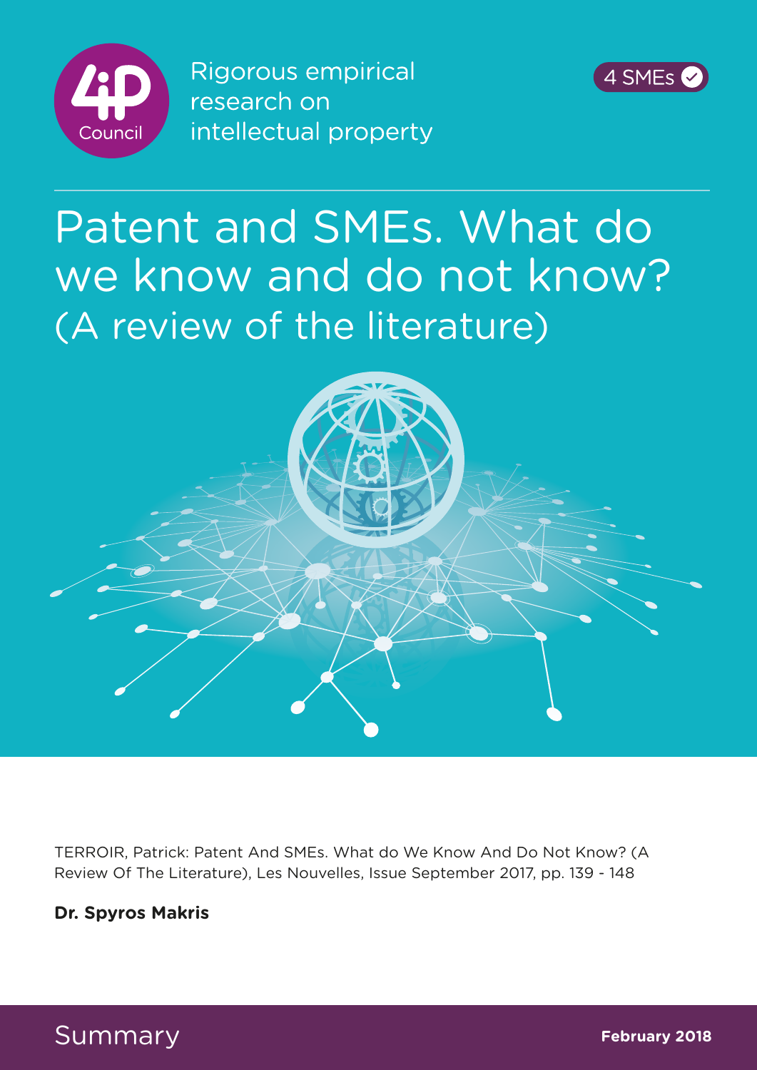4iP Council

Rigorous empirical research on intellectual property

4 SMEs

# Patent and SMEs. What do we know and do not know?

## (A review of the literature)

TERROIR, Patrick: Patent And SMEs. What do We Know And Do Not Know? (A Review Of The Literature), Les Nouvelles, Issue September 2017, pp. 139 - 148

**Dr. Spyros Makris**

Summary

**February 2018**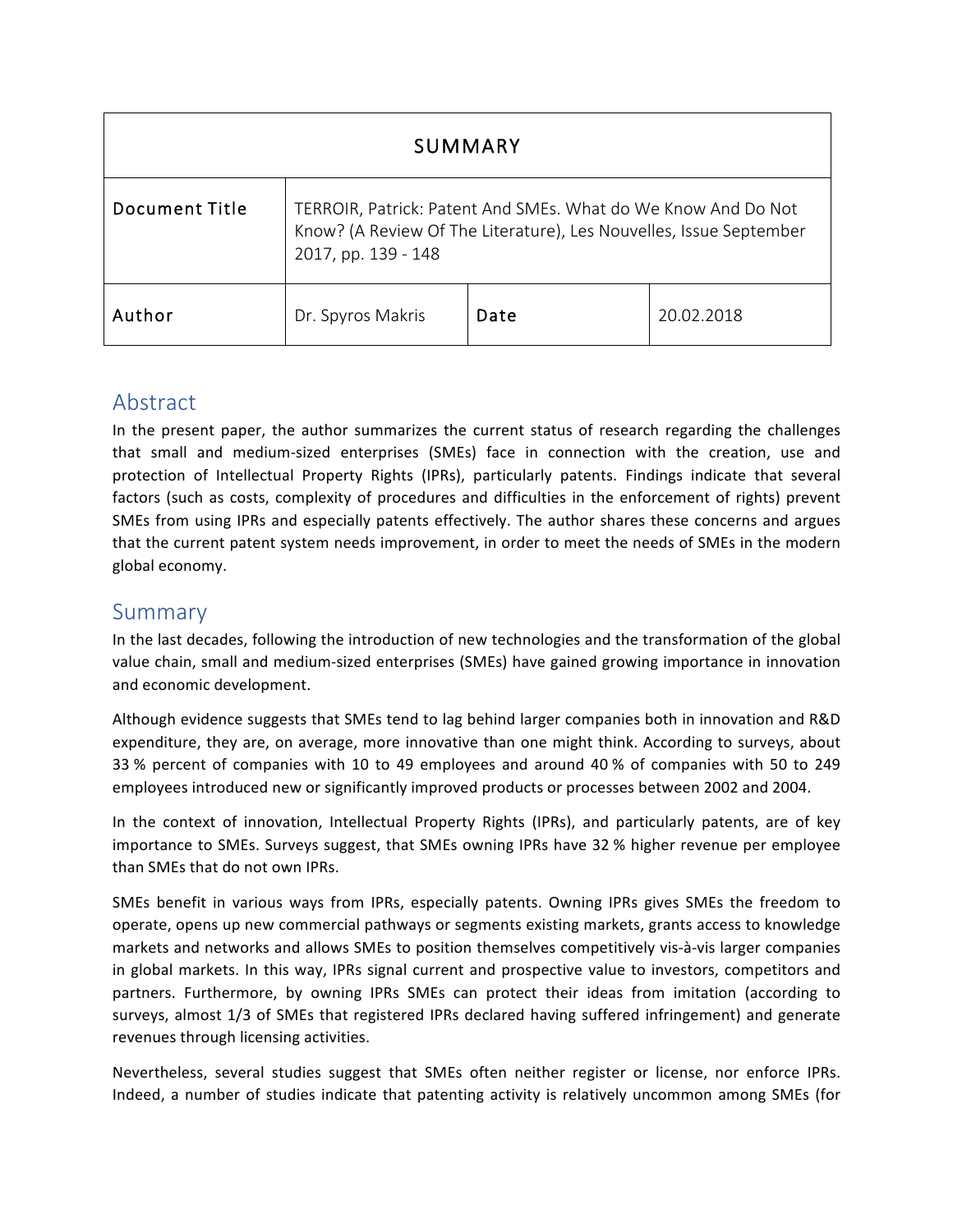| SUMMARY | | | |
| --- | --- | --- | --- |
| Document Title | TERROIR, Patrick: Patent And SMEs. What do We Know And Do Not Know? (A Review Of The Literature), Les Nouvelles, Issue September 2017, pp. 139 - 148 | | |
| Author | Dr. Spyros Makris | Date | 20.02.2018 |

## Abstract

In the present paper, the author summarizes the current status of research regarding the challenges that small and medium-sized enterprises (SMEs) face in connection with the creation, use and protection of Intellectual Property Rights (IPRs), particularly patents. Findings indicate that several factors (such as costs, complexity of procedures and difficulties in the enforcement of rights) prevent SMEs from using IPRs and especially patents effectively. The author shares these concerns and argues that the current patent system needs improvement, in order to meet the needs of SMEs in the modern global economy.

## Summary

In the last decades, following the introduction of new technologies and the transformation of the global value chain, small and medium-sized enterprises (SMEs) have gained growing importance in innovation and economic development.

Although evidence suggests that SMEs tend to lag behind larger companies both in innovation and R&D expenditure, they are, on average, more innovative than one might think. According to surveys, about 33 % percent of companies with 10 to 49 employees and around 40 % of companies with 50 to 249 employees introduced new or significantly improved products or processes between 2002 and 2004.

In the context of innovation, Intellectual Property Rights (IPRs), and particularly patents, are of key importance to SMEs. Surveys suggest, that SMEs owning IPRs have 32 % higher revenue per employee than SMEs that do not own IPRs.

SMEs benefit in various ways from IPRs, especially patents. Owning IPRs gives SMEs the freedom to operate, opens up new commercial pathways or segments existing markets, grants access to knowledge markets and networks and allows SMEs to position themselves competitively vis-à-vis larger companies in global markets. In this way, IPRs signal current and prospective value to investors, competitors and partners. Furthermore, by owning IPRs SMEs can protect their ideas from imitation (according to surveys, almost 1/3 of SMEs that registered IPRs declared having suffered infringement) and generate revenues through licensing activities.

Nevertheless, several studies suggest that SMEs often neither register or license, nor enforce IPRs. Indeed, a number of studies indicate that patenting activity is relatively uncommon among SMEs (for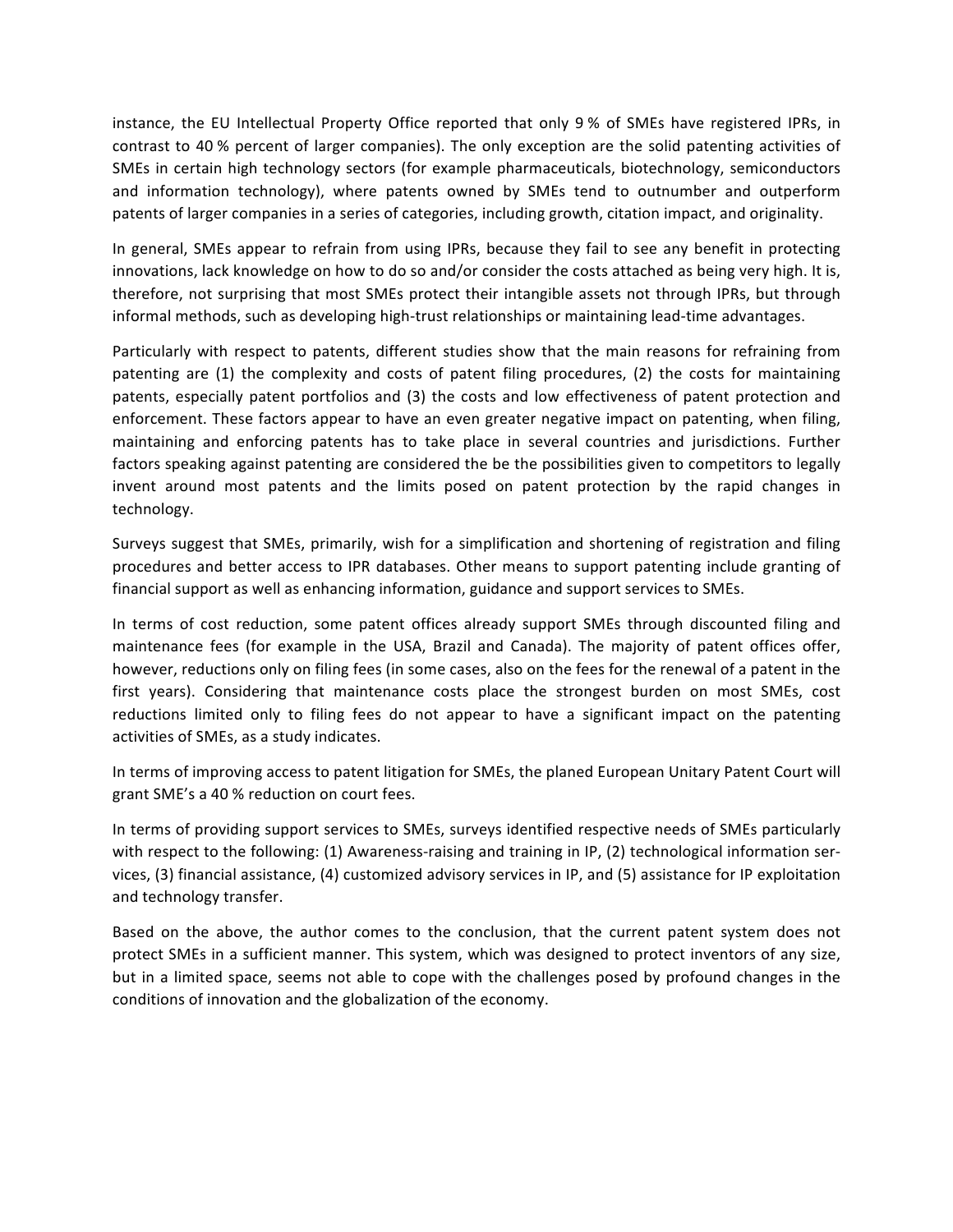instance, the EU Intellectual Property Office reported that only 9 % of SMEs have registered IPRs, in contrast to 40 % percent of larger companies). The only exception are the solid patenting activities of SMEs in certain high technology sectors (for example pharmaceuticals, biotechnology, semiconductors and information technology), where patents owned by SMEs tend to outnumber and outperform patents of larger companies in a series of categories, including growth, citation impact, and originality.

In general, SMEs appear to refrain from using IPRs, because they fail to see any benefit in protecting innovations, lack knowledge on how to do so and/or consider the costs attached as being very high. It is, therefore, not surprising that most SMEs protect their intangible assets not through IPRs, but through informal methods, such as developing high-trust relationships or maintaining lead-time advantages.

Particularly with respect to patents, different studies show that the main reasons for refraining from patenting are (1) the complexity and costs of patent filing procedures, (2) the costs for maintaining patents, especially patent portfolios and (3) the costs and low effectiveness of patent protection and enforcement. These factors appear to have an even greater negative impact on patenting, when filing, maintaining and enforcing patents has to take place in several countries and jurisdictions. Further factors speaking against patenting are considered the be the possibilities given to competitors to legally invent around most patents and the limits posed on patent protection by the rapid changes in technology.

Surveys suggest that SMEs, primarily, wish for a simplification and shortening of registration and filing procedures and better access to IPR databases. Other means to support patenting include granting of financial support as well as enhancing information, guidance and support services to SMEs.

In terms of cost reduction, some patent offices already support SMEs through discounted filing and maintenance fees (for example in the USA, Brazil and Canada). The majority of patent offices offer, however, reductions only on filing fees (in some cases, also on the fees for the renewal of a patent in the first years). Considering that maintenance costs place the strongest burden on most SMEs, cost reductions limited only to filing fees do not appear to have a significant impact on the patenting activities of SMEs, as a study indicates.

In terms of improving access to patent litigation for SMEs, the planed European Unitary Patent Court will grant SME's a 40 % reduction on court fees.

In terms of providing support services to SMEs, surveys identified respective needs of SMEs particularly with respect to the following: (1) Awareness-raising and training in IP, (2) technological information services, (3) financial assistance, (4) customized advisory services in IP, and (5) assistance for IP exploitation and technology transfer.

Based on the above, the author comes to the conclusion, that the current patent system does not protect SMEs in a sufficient manner. This system, which was designed to protect inventors of any size, but in a limited space, seems not able to cope with the challenges posed by profound changes in the conditions of innovation and the globalization of the economy.